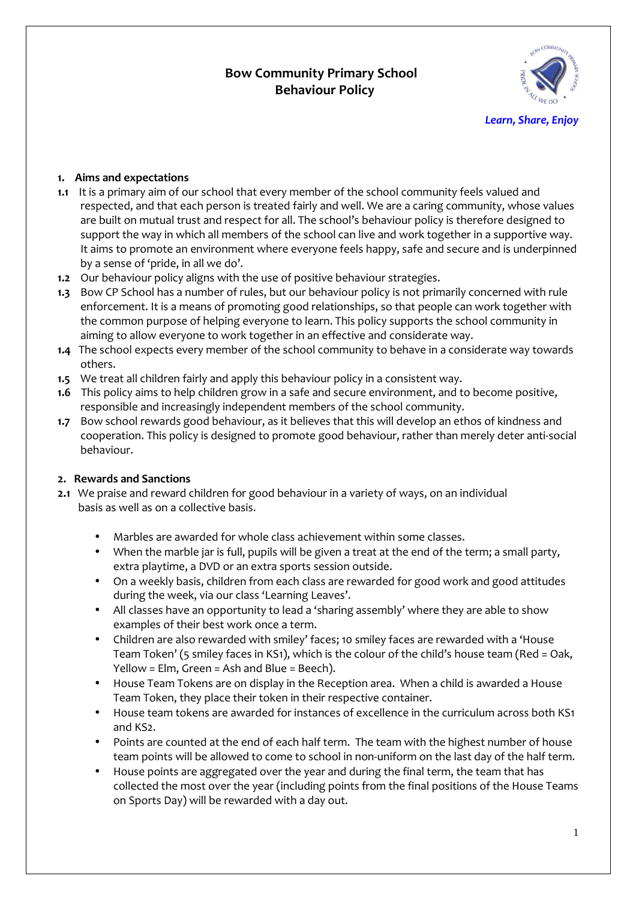# Bow Community Primary School
# Behaviour Policy

*Learn, Share, Enjoy*

## 1. Aims and expectations

**1.1** It is a primary aim of our school that every member of the school community feels valued and respected, and that each person is treated fairly and well. We are a caring community, whose values are built on mutual trust and respect for all. The school's behaviour policy is therefore designed to support the way in which all members of the school can live and work together in a supportive way. It aims to promote an environment where everyone feels happy, safe and secure and is underpinned by a sense of 'pride, in all we do'.

**1.2** Our behaviour policy aligns with the use of positive behaviour strategies.

**1.3** Bow CP School has a number of rules, but our behaviour policy is not primarily concerned with rule enforcement. It is a means of promoting good relationships, so that people can work together with the common purpose of helping everyone to learn. This policy supports the school community in aiming to allow everyone to work together in an effective and considerate way.

**1.4** The school expects every member of the school community to behave in a considerate way towards others.

**1.5** We treat all children fairly and apply this behaviour policy in a consistent way.

**1.6** This policy aims to help children grow in a safe and secure environment, and to become positive, responsible and increasingly independent members of the school community.

**1.7** Bow school rewards good behaviour, as it believes that this will develop an ethos of kindness and cooperation. This policy is designed to promote good behaviour, rather than merely deter anti-social behaviour.

## 2. Rewards and Sanctions

**2.1** We praise and reward children for good behaviour in a variety of ways, on an individual basis as well as on a collective basis.

- Marbles are awarded for whole class achievement within some classes.
- When the marble jar is full, pupils will be given a treat at the end of the term; a small party, extra playtime, a DVD or an extra sports session outside.
- On a weekly basis, children from each class are rewarded for good work and good attitudes during the week, via our class 'Learning Leaves'.
- All classes have an opportunity to lead a 'sharing assembly' where they are able to show examples of their best work once a term.
- Children are also rewarded with smiley' faces; 10 smiley faces are rewarded with a 'House Team Token' (5 smiley faces in KS1), which is the colour of the child's house team (Red = Oak, Yellow = Elm, Green = Ash and Blue = Beech).
- House Team Tokens are on display in the Reception area. When a child is awarded a House Team Token, they place their token in their respective container.
- House team tokens are awarded for instances of excellence in the curriculum across both KS1 and KS2.
- Points are counted at the end of each half term. The team with the highest number of house team points will be allowed to come to school in non-uniform on the last day of the half term.
- House points are aggregated over the year and during the final term, the team that has collected the most over the year (including points from the final positions of the House Teams on Sports Day) will be rewarded with a day out.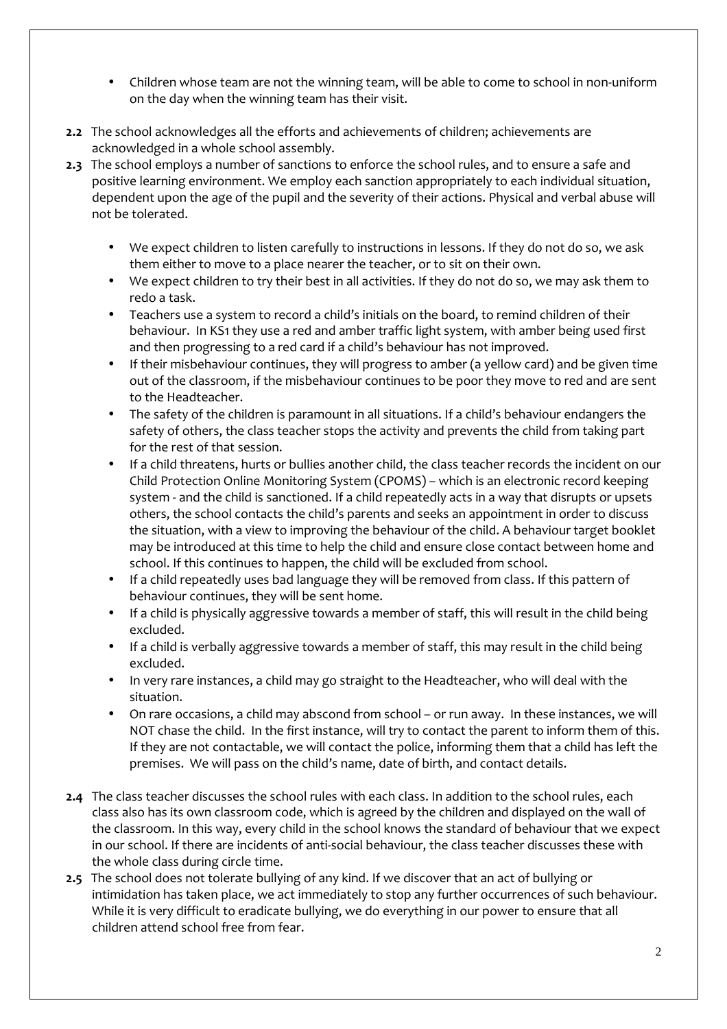- Children whose team are not the winning team, will be able to come to school in non-uniform on the day when the winning team has their visit.

**2.2** The school acknowledges all the efforts and achievements of children; achievements are acknowledged in a whole school assembly.

**2.3** The school employs a number of sanctions to enforce the school rules, and to ensure a safe and positive learning environment. We employ each sanction appropriately to each individual situation, dependent upon the age of the pupil and the severity of their actions. Physical and verbal abuse will not be tolerated.

- We expect children to listen carefully to instructions in lessons. If they do not do so, we ask them either to move to a place nearer the teacher, or to sit on their own.
- We expect children to try their best in all activities. If they do not do so, we may ask them to redo a task.
- Teachers use a system to record a child's initials on the board, to remind children of their behaviour. In KS1 they use a red and amber traffic light system, with amber being used first and then progressing to a red card if a child's behaviour has not improved.
- If their misbehaviour continues, they will progress to amber (a yellow card) and be given time out of the classroom, if the misbehaviour continues to be poor they move to red and are sent to the Headteacher.
- The safety of the children is paramount in all situations. If a child's behaviour endangers the safety of others, the class teacher stops the activity and prevents the child from taking part for the rest of that session.
- If a child threatens, hurts or bullies another child, the class teacher records the incident on our Child Protection Online Monitoring System (CPOMS) – which is an electronic record keeping system - and the child is sanctioned. If a child repeatedly acts in a way that disrupts or upsets others, the school contacts the child's parents and seeks an appointment in order to discuss the situation, with a view to improving the behaviour of the child. A behaviour target booklet may be introduced at this time to help the child and ensure close contact between home and school. If this continues to happen, the child will be excluded from school.
- If a child repeatedly uses bad language they will be removed from class. If this pattern of behaviour continues, they will be sent home.
- If a child is physically aggressive towards a member of staff, this will result in the child being excluded.
- If a child is verbally aggressive towards a member of staff, this may result in the child being excluded.
- In very rare instances, a child may go straight to the Headteacher, who will deal with the situation.
- On rare occasions, a child may abscond from school – or run away. In these instances, we will NOT chase the child. In the first instance, will try to contact the parent to inform them of this. If they are not contactable, we will contact the police, informing them that a child has left the premises. We will pass on the child's name, date of birth, and contact details.

**2.4** The class teacher discusses the school rules with each class. In addition to the school rules, each class also has its own classroom code, which is agreed by the children and displayed on the wall of the classroom. In this way, every child in the school knows the standard of behaviour that we expect in our school. If there are incidents of anti-social behaviour, the class teacher discusses these with the whole class during circle time.

**2.5** The school does not tolerate bullying of any kind. If we discover that an act of bullying or intimidation has taken place, we act immediately to stop any further occurrences of such behaviour. While it is very difficult to eradicate bullying, we do everything in our power to ensure that all children attend school free from fear.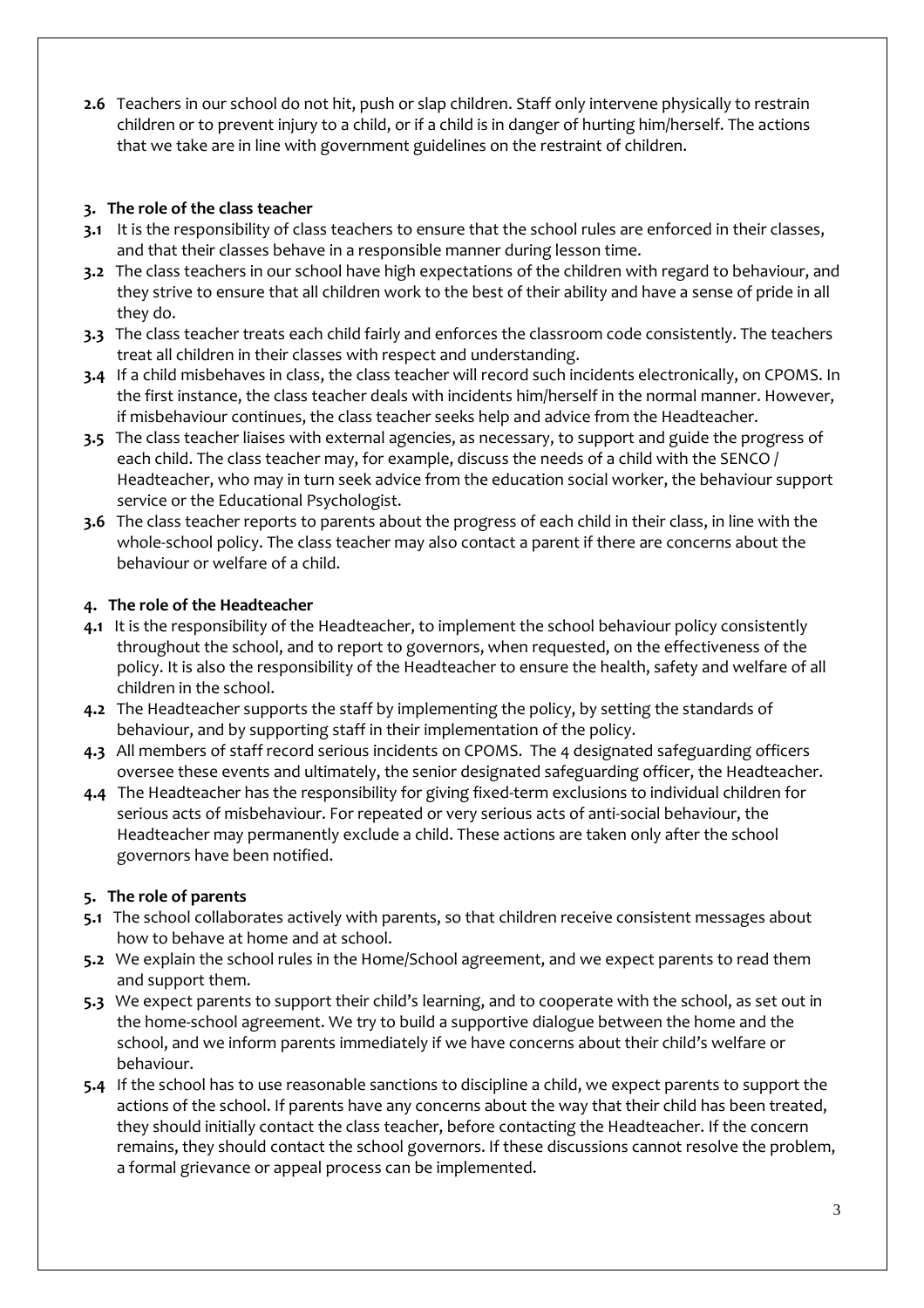**2.6** Teachers in our school do not hit, push or slap children. Staff only intervene physically to restrain children or to prevent injury to a child, or if a child is in danger of hurting him/herself. The actions that we take are in line with government guidelines on the restraint of children.

## 3. The role of the class teacher

**3.1** It is the responsibility of class teachers to ensure that the school rules are enforced in their classes, and that their classes behave in a responsible manner during lesson time.

**3.2** The class teachers in our school have high expectations of the children with regard to behaviour, and they strive to ensure that all children work to the best of their ability and have a sense of pride in all they do.

**3.3** The class teacher treats each child fairly and enforces the classroom code consistently. The teachers treat all children in their classes with respect and understanding.

**3.4** If a child misbehaves in class, the class teacher will record such incidents electronically, on CPOMS. In the first instance, the class teacher deals with incidents him/herself in the normal manner. However, if misbehaviour continues, the class teacher seeks help and advice from the Headteacher.

**3.5** The class teacher liaises with external agencies, as necessary, to support and guide the progress of each child. The class teacher may, for example, discuss the needs of a child with the SENCO / Headteacher, who may in turn seek advice from the education social worker, the behaviour support service or the Educational Psychologist.

**3.6** The class teacher reports to parents about the progress of each child in their class, in line with the whole-school policy. The class teacher may also contact a parent if there are concerns about the behaviour or welfare of a child.

## 4. The role of the Headteacher

**4.1** It is the responsibility of the Headteacher, to implement the school behaviour policy consistently throughout the school, and to report to governors, when requested, on the effectiveness of the policy. It is also the responsibility of the Headteacher to ensure the health, safety and welfare of all children in the school.

**4.2** The Headteacher supports the staff by implementing the policy, by setting the standards of behaviour, and by supporting staff in their implementation of the policy.

**4.3** All members of staff record serious incidents on CPOMS. The 4 designated safeguarding officers oversee these events and ultimately, the senior designated safeguarding officer, the Headteacher.

**4.4** The Headteacher has the responsibility for giving fixed-term exclusions to individual children for serious acts of misbehaviour. For repeated or very serious acts of anti-social behaviour, the Headteacher may permanently exclude a child. These actions are taken only after the school governors have been notified.

## 5. The role of parents

**5.1** The school collaborates actively with parents, so that children receive consistent messages about how to behave at home and at school.

**5.2** We explain the school rules in the Home/School agreement, and we expect parents to read them and support them.

**5.3** We expect parents to support their child's learning, and to cooperate with the school, as set out in the home-school agreement. We try to build a supportive dialogue between the home and the school, and we inform parents immediately if we have concerns about their child's welfare or behaviour.

**5.4** If the school has to use reasonable sanctions to discipline a child, we expect parents to support the actions of the school. If parents have any concerns about the way that their child has been treated, they should initially contact the class teacher, before contacting the Headteacher. If the concern remains, they should contact the school governors. If these discussions cannot resolve the problem, a formal grievance or appeal process can be implemented.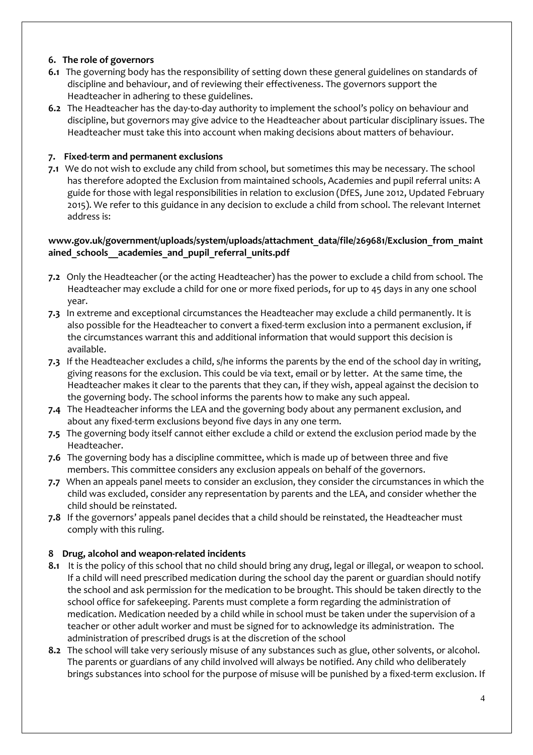## 6. The role of governors

**6.1** The governing body has the responsibility of setting down these general guidelines on standards of discipline and behaviour, and of reviewing their effectiveness. The governors support the Headteacher in adhering to these guidelines.

**6.2** The Headteacher has the day-to-day authority to implement the school's policy on behaviour and discipline, but governors may give advice to the Headteacher about particular disciplinary issues. The Headteacher must take this into account when making decisions about matters of behaviour.

## 7. Fixed-term and permanent exclusions

**7.1** We do not wish to exclude any child from school, but sometimes this may be necessary. The school has therefore adopted the Exclusion from maintained schools, Academies and pupil referral units: A guide for those with legal responsibilities in relation to exclusion (DfES, June 2012, Updated February 2015). We refer to this guidance in any decision to exclude a child from school. The relevant Internet address is:

**www.gov.uk/government/uploads/system/uploads/attachment_data/file/269681/Exclusion_from_maintained_schools__academies_and_pupil_referral_units.pdf**

**7.2** Only the Headteacher (or the acting Headteacher) has the power to exclude a child from school. The Headteacher may exclude a child for one or more fixed periods, for up to 45 days in any one school year.

**7.3** In extreme and exceptional circumstances the Headteacher may exclude a child permanently. It is also possible for the Headteacher to convert a fixed-term exclusion into a permanent exclusion, if the circumstances warrant this and additional information that would support this decision is available.

**7.3** If the Headteacher excludes a child, s/he informs the parents by the end of the school day in writing, giving reasons for the exclusion. This could be via text, email or by letter. At the same time, the Headteacher makes it clear to the parents that they can, if they wish, appeal against the decision to the governing body. The school informs the parents how to make any such appeal.

**7.4** The Headteacher informs the LEA and the governing body about any permanent exclusion, and about any fixed-term exclusions beyond five days in any one term.

**7.5** The governing body itself cannot either exclude a child or extend the exclusion period made by the Headteacher.

**7.6** The governing body has a discipline committee, which is made up of between three and five members. This committee considers any exclusion appeals on behalf of the governors.

**7.7** When an appeals panel meets to consider an exclusion, they consider the circumstances in which the child was excluded, consider any representation by parents and the LEA, and consider whether the child should be reinstated.

**7.8** If the governors' appeals panel decides that a child should be reinstated, the Headteacher must comply with this ruling.

## 8 Drug, alcohol and weapon-related incidents

**8.1** It is the policy of this school that no child should bring any drug, legal or illegal, or weapon to school. If a child will need prescribed medication during the school day the parent or guardian should notify the school and ask permission for the medication to be brought. This should be taken directly to the school office for safekeeping. Parents must complete a form regarding the administration of medication. Medication needed by a child while in school must be taken under the supervision of a teacher or other adult worker and must be signed for to acknowledge its administration. The administration of prescribed drugs is at the discretion of the school

**8.2** The school will take very seriously misuse of any substances such as glue, other solvents, or alcohol. The parents or guardians of any child involved will always be notified. Any child who deliberately brings substances into school for the purpose of misuse will be punished by a fixed-term exclusion. If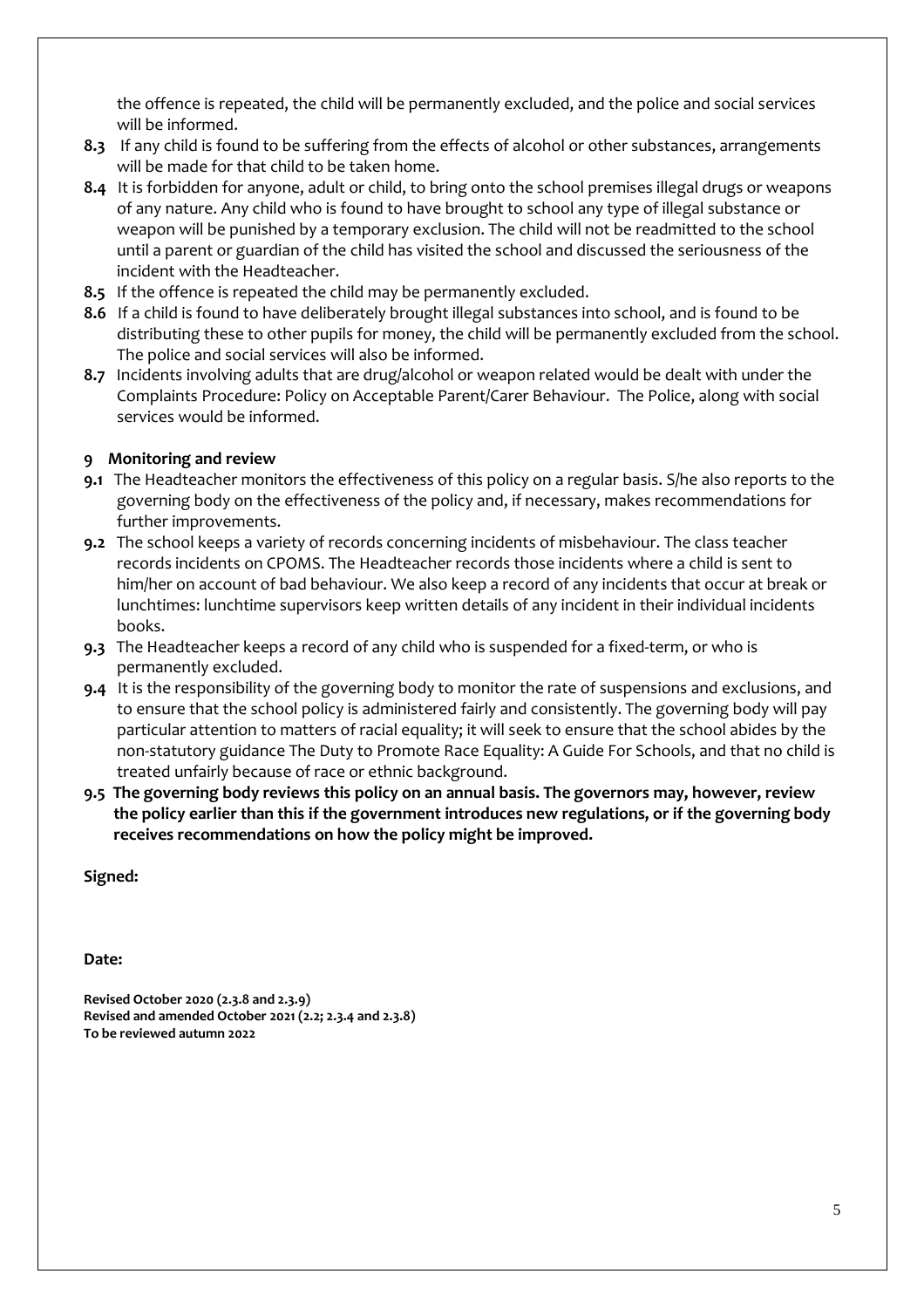the offence is repeated, the child will be permanently excluded, and the police and social services will be informed.

**8.3** If any child is found to be suffering from the effects of alcohol or other substances, arrangements will be made for that child to be taken home.

**8.4** It is forbidden for anyone, adult or child, to bring onto the school premises illegal drugs or weapons of any nature. Any child who is found to have brought to school any type of illegal substance or weapon will be punished by a temporary exclusion. The child will not be readmitted to the school until a parent or guardian of the child has visited the school and discussed the seriousness of the incident with the Headteacher.

**8.5** If the offence is repeated the child may be permanently excluded.

**8.6** If a child is found to have deliberately brought illegal substances into school, and is found to be distributing these to other pupils for money, the child will be permanently excluded from the school. The police and social services will also be informed.

**8.7** Incidents involving adults that are drug/alcohol or weapon related would be dealt with under the Complaints Procedure: Policy on Acceptable Parent/Carer Behaviour. The Police, along with social services would be informed.

## 9 Monitoring and review

**9.1** The Headteacher monitors the effectiveness of this policy on a regular basis. S/he also reports to the governing body on the effectiveness of the policy and, if necessary, makes recommendations for further improvements.

**9.2** The school keeps a variety of records concerning incidents of misbehaviour. The class teacher records incidents on CPOMS. The Headteacher records those incidents where a child is sent to him/her on account of bad behaviour. We also keep a record of any incidents that occur at break or lunchtimes: lunchtime supervisors keep written details of any incident in their individual incidents books.

**9.3** The Headteacher keeps a record of any child who is suspended for a fixed-term, or who is permanently excluded.

**9.4** It is the responsibility of the governing body to monitor the rate of suspensions and exclusions, and to ensure that the school policy is administered fairly and consistently. The governing body will pay particular attention to matters of racial equality; it will seek to ensure that the school abides by the non-statutory guidance The Duty to Promote Race Equality: A Guide For Schools, and that no child is treated unfairly because of race or ethnic background.

**9.5 The governing body reviews this policy on an annual basis. The governors may, however, review the policy earlier than this if the government introduces new regulations, or if the governing body receives recommendations on how the policy might be improved.**

**Signed:**

**Date:**

**Revised October 2020 (2.3.8 and 2.3.9)**
**Revised and amended October 2021 (2.2; 2.3.4 and 2.3.8)**
**To be reviewed autumn 2022**